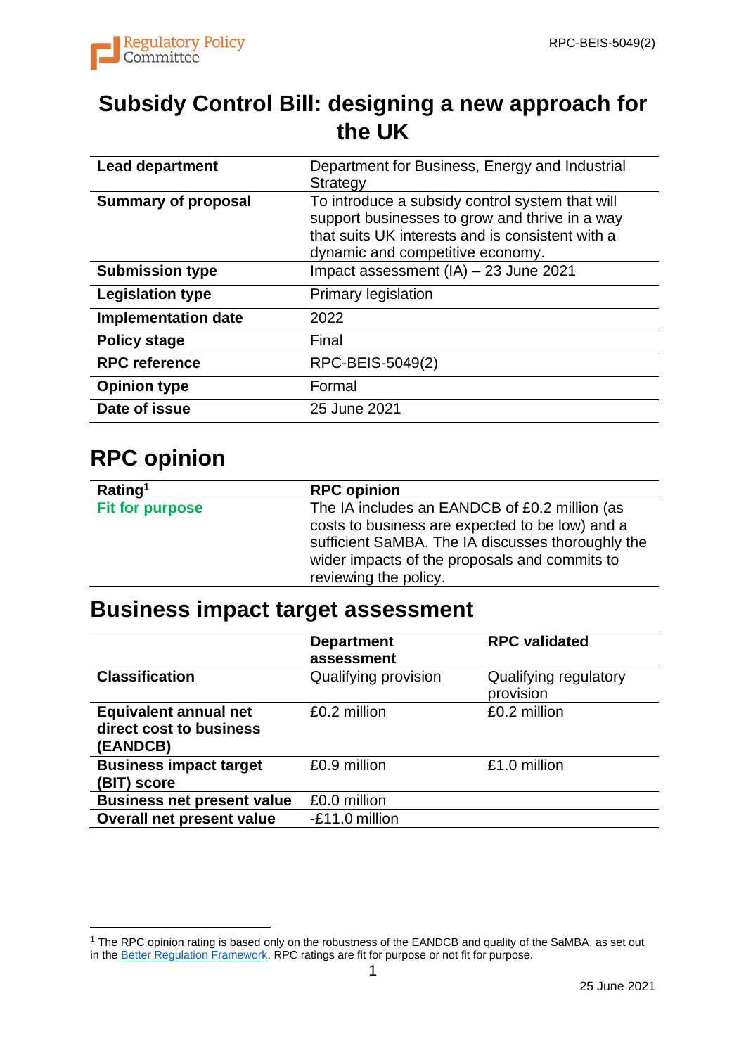# Subsidy Control Bill: designing a new approach for the UK

| | |
|---|---|
| **Lead department** | Department for Business, Energy and Industrial Strategy |
| **Summary of proposal** | To introduce a subsidy control system that will support businesses to grow and thrive in a way that suits UK interests and is consistent with a dynamic and competitive economy. |
| **Submission type** | Impact assessment (IA) – 23 June 2021 |
| **Legislation type** | Primary legislation |
| **Implementation date** | 2022 |
| **Policy stage** | Final |
| **RPC reference** | RPC-BEIS-5049(2) |
| **Opinion type** | Formal |
| **Date of issue** | 25 June 2021 |

## RPC opinion

| Rating[1] | RPC opinion |
|---|---|
| **Fit for purpose** | The IA includes an EANDCB of £0.2 million (as costs to business are expected to be low) and a sufficient SaMBA. The IA discusses thoroughly the wider impacts of the proposals and commits to reviewing the policy. |

## Business impact target assessment

| | Department assessment | RPC validated |
|---|---|---|
| **Classification** | Qualifying provision | Qualifying regulatory provision |
| **Equivalent annual net direct cost to business (EANDCB)** | £0.2 million | £0.2 million |
| **Business impact target (BIT) score** | £0.9 million | £1.0 million |
| **Business net present value** | £0.0 million | |
| **Overall net present value** | -£11.0 million | |

[1] The RPC opinion rating is based only on the robustness of the EANDCB and quality of the SaMBA, as set out in the Better Regulation Framework. RPC ratings are fit for purpose or not fit for purpose.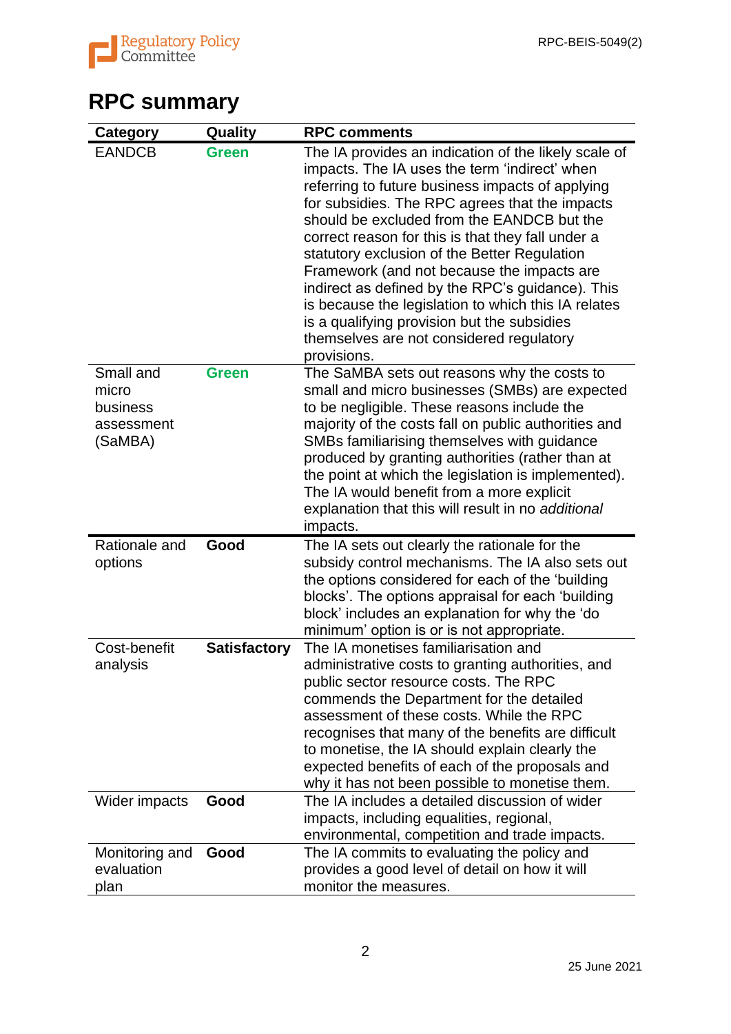# RPC summary

| Category | Quality | RPC comments |
|---|---|---|
| EANDCB | **Green** | The IA provides an indication of the likely scale of impacts. The IA uses the term 'indirect' when referring to future business impacts of applying for subsidies. The RPC agrees that the impacts should be excluded from the EANDCB but the correct reason for this is that they fall under a statutory exclusion of the Better Regulation Framework (and not because the impacts are indirect as defined by the RPC's guidance). This is because the legislation to which this IA relates is a qualifying provision but the subsidies themselves are not considered regulatory provisions. |
| Small and micro business assessment (SaMBA) | **Green** | The SaMBA sets out reasons why the costs to small and micro businesses (SMBs) are expected to be negligible. These reasons include the majority of the costs fall on public authorities and SMBs familiarising themselves with guidance produced by granting authorities (rather than at the point at which the legislation is implemented). The IA would benefit from a more explicit explanation that this will result in no *additional* impacts. |
| Rationale and options | **Good** | The IA sets out clearly the rationale for the subsidy control mechanisms. The IA also sets out the options considered for each of the 'building blocks'. The options appraisal for each 'building block' includes an explanation for why the 'do minimum' option is or is not appropriate. |
| Cost-benefit analysis | **Satisfactory** | The IA monetises familiarisation and administrative costs to granting authorities, and public sector resource costs. The RPC commends the Department for the detailed assessment of these costs. While the RPC recognises that many of the benefits are difficult to monetise, the IA should explain clearly the expected benefits of each of the proposals and why it has not been possible to monetise them. |
| Wider impacts | **Good** | The IA includes a detailed discussion of wider impacts, including equalities, regional, environmental, competition and trade impacts. |
| Monitoring and evaluation plan | **Good** | The IA commits to evaluating the policy and provides a good level of detail on how it will monitor the measures. |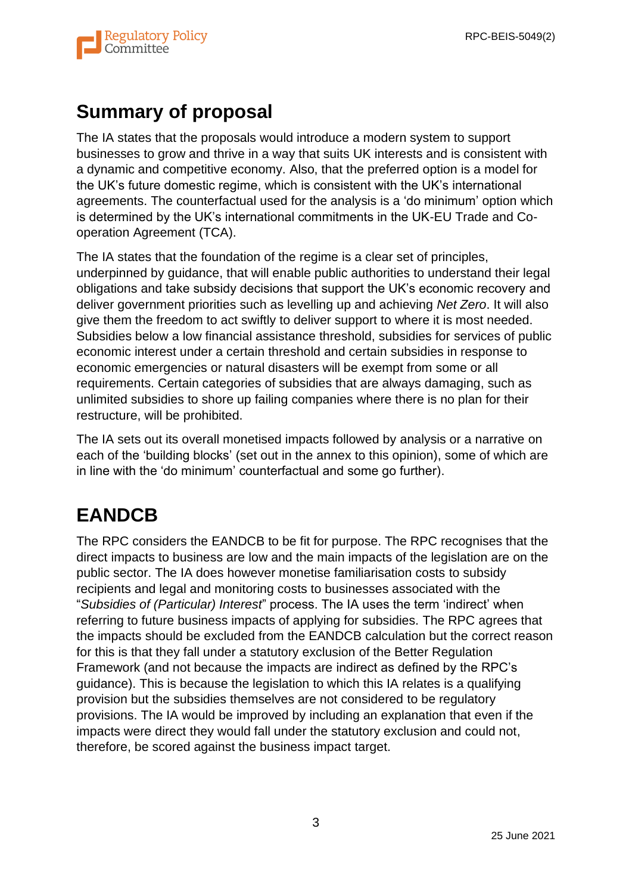## Summary of proposal

The IA states that the proposals would introduce a modern system to support businesses to grow and thrive in a way that suits UK interests and is consistent with a dynamic and competitive economy. Also, that the preferred option is a model for the UK's future domestic regime, which is consistent with the UK's international agreements. The counterfactual used for the analysis is a 'do minimum' option which is determined by the UK's international commitments in the UK-EU Trade and Co-operation Agreement (TCA).

The IA states that the foundation of the regime is a clear set of principles, underpinned by guidance, that will enable public authorities to understand their legal obligations and take subsidy decisions that support the UK's economic recovery and deliver government priorities such as levelling up and achieving *Net Zero*. It will also give them the freedom to act swiftly to deliver support to where it is most needed. Subsidies below a low financial assistance threshold, subsidies for services of public economic interest under a certain threshold and certain subsidies in response to economic emergencies or natural disasters will be exempt from some or all requirements. Certain categories of subsidies that are always damaging, such as unlimited subsidies to shore up failing companies where there is no plan for their restructure, will be prohibited.

The IA sets out its overall monetised impacts followed by analysis or a narrative on each of the 'building blocks' (set out in the annex to this opinion), some of which are in line with the 'do minimum' counterfactual and some go further).

## EANDCB

The RPC considers the EANDCB to be fit for purpose. The RPC recognises that the direct impacts to business are low and the main impacts of the legislation are on the public sector. The IA does however monetise familiarisation costs to subsidy recipients and legal and monitoring costs to businesses associated with the "*Subsidies of (Particular) Interest*" process. The IA uses the term 'indirect' when referring to future business impacts of applying for subsidies. The RPC agrees that the impacts should be excluded from the EANDCB calculation but the correct reason for this is that they fall under a statutory exclusion of the Better Regulation Framework (and not because the impacts are indirect as defined by the RPC's guidance). This is because the legislation to which this IA relates is a qualifying provision but the subsidies themselves are not considered to be regulatory provisions. The IA would be improved by including an explanation that even if the impacts were direct they would fall under the statutory exclusion and could not, therefore, be scored against the business impact target.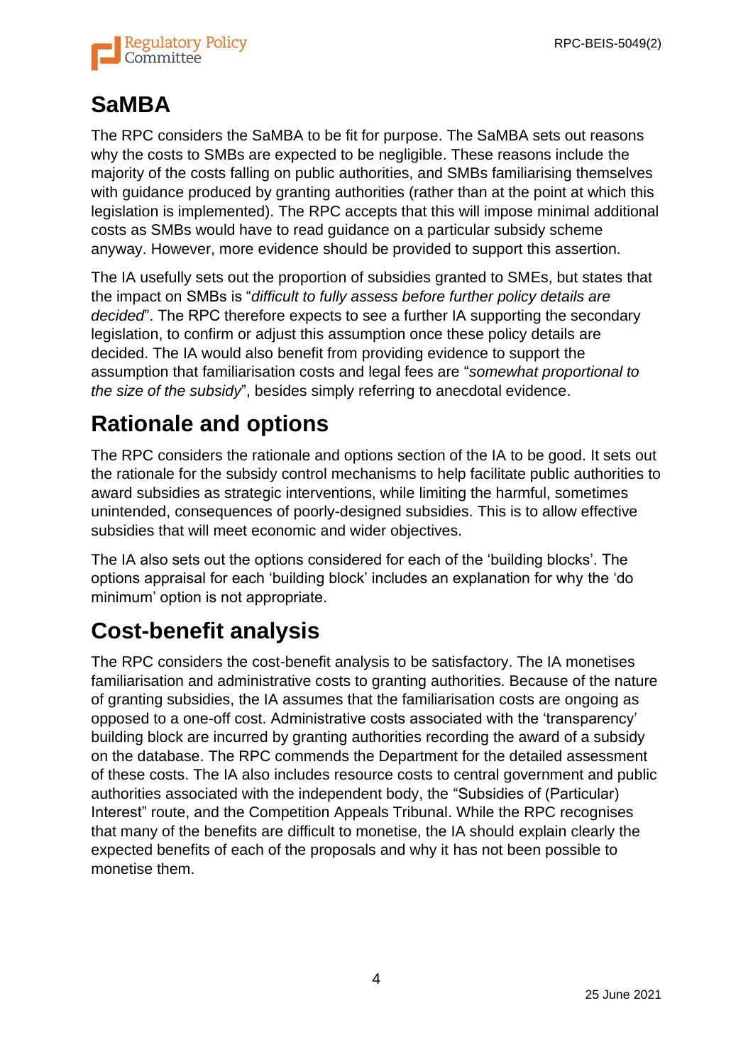## SaMBA

The RPC considers the SaMBA to be fit for purpose. The SaMBA sets out reasons why the costs to SMBs are expected to be negligible. These reasons include the majority of the costs falling on public authorities, and SMBs familiarising themselves with guidance produced by granting authorities (rather than at the point at which this legislation is implemented). The RPC accepts that this will impose minimal additional costs as SMBs would have to read guidance on a particular subsidy scheme anyway. However, more evidence should be provided to support this assertion.

The IA usefully sets out the proportion of subsidies granted to SMEs, but states that the impact on SMBs is "*difficult to fully assess before further policy details are decided*". The RPC therefore expects to see a further IA supporting the secondary legislation, to confirm or adjust this assumption once these policy details are decided. The IA would also benefit from providing evidence to support the assumption that familiarisation costs and legal fees are "*somewhat proportional to the size of the subsidy*", besides simply referring to anecdotal evidence.

## Rationale and options

The RPC considers the rationale and options section of the IA to be good. It sets out the rationale for the subsidy control mechanisms to help facilitate public authorities to award subsidies as strategic interventions, while limiting the harmful, sometimes unintended, consequences of poorly-designed subsidies. This is to allow effective subsidies that will meet economic and wider objectives.

The IA also sets out the options considered for each of the 'building blocks'. The options appraisal for each 'building block' includes an explanation for why the 'do minimum' option is not appropriate.

## Cost-benefit analysis

The RPC considers the cost-benefit analysis to be satisfactory. The IA monetises familiarisation and administrative costs to granting authorities. Because of the nature of granting subsidies, the IA assumes that the familiarisation costs are ongoing as opposed to a one-off cost. Administrative costs associated with the 'transparency' building block are incurred by granting authorities recording the award of a subsidy on the database. The RPC commends the Department for the detailed assessment of these costs. The IA also includes resource costs to central government and public authorities associated with the independent body, the "Subsidies of (Particular) Interest" route, and the Competition Appeals Tribunal. While the RPC recognises that many of the benefits are difficult to monetise, the IA should explain clearly the expected benefits of each of the proposals and why it has not been possible to monetise them.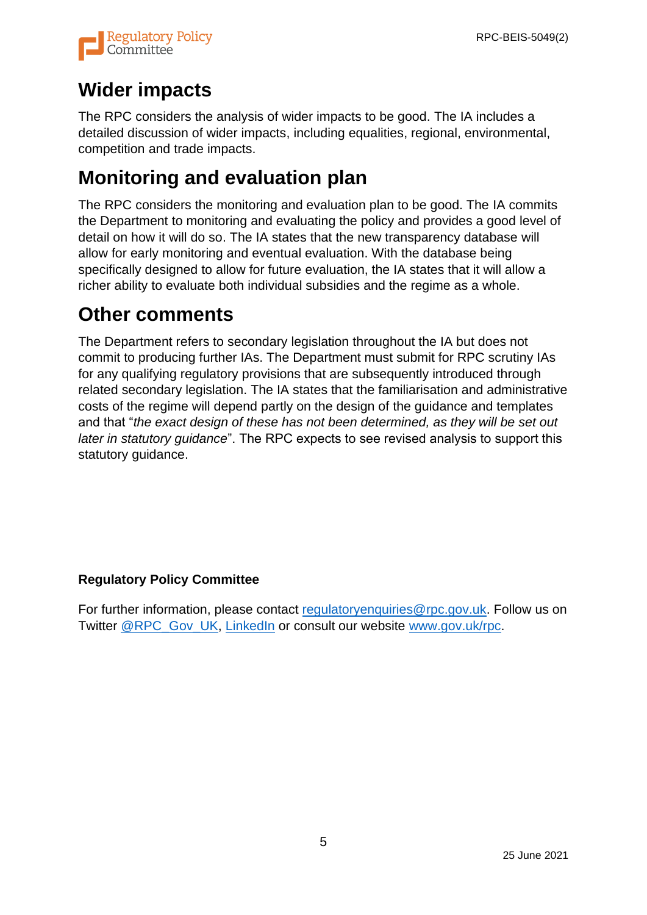# Wider impacts

The RPC considers the analysis of wider impacts to be good. The IA includes a detailed discussion of wider impacts, including equalities, regional, environmental, competition and trade impacts.

# Monitoring and evaluation plan

The RPC considers the monitoring and evaluation plan to be good. The IA commits the Department to monitoring and evaluating the policy and provides a good level of detail on how it will do so. The IA states that the new transparency database will allow for early monitoring and eventual evaluation. With the database being specifically designed to allow for future evaluation, the IA states that it will allow a richer ability to evaluate both individual subsidies and the regime as a whole.

# Other comments

The Department refers to secondary legislation throughout the IA but does not commit to producing further IAs. The Department must submit for RPC scrutiny IAs for any qualifying regulatory provisions that are subsequently introduced through related secondary legislation. The IA states that the familiarisation and administrative costs of the regime will depend partly on the design of the guidance and templates and that "*the exact design of these has not been determined, as they will be set out later in statutory guidance*". The RPC expects to see revised analysis to support this statutory guidance.

**Regulatory Policy Committee**

For further information, please contact [regulatoryenquiries@rpc.gov.uk](mailto:regulatoryenquiries@rpc.gov.uk). Follow us on Twitter [@RPC_Gov_UK](https://twitter.com/RPC_Gov_UK), [LinkedIn]() or consult our website [www.gov.uk/rpc](http://www.gov.uk/rpc).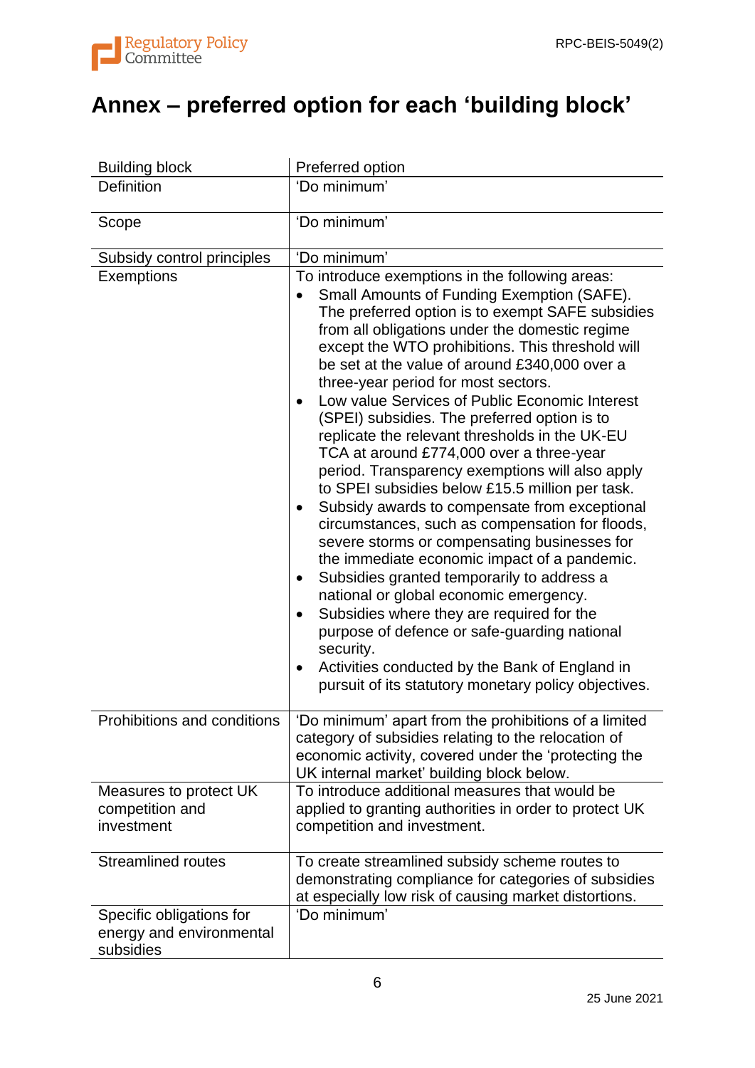# Annex – preferred option for each 'building block'

| Building block | Preferred option |
| --- | --- |
| Definition | 'Do minimum' |
| Scope | 'Do minimum' |
| Subsidy control principles | 'Do minimum' |
| Exemptions | To introduce exemptions in the following areas:<br>• Small Amounts of Funding Exemption (SAFE). The preferred option is to exempt SAFE subsidies from all obligations under the domestic regime except the WTO prohibitions. This threshold will be set at the value of around £340,000 over a three-year period for most sectors.<br>• Low value Services of Public Economic Interest (SPEI) subsidies. The preferred option is to replicate the relevant thresholds in the UK-EU TCA at around £774,000 over a three-year period. Transparency exemptions will also apply to SPEI subsidies below £15.5 million per task.<br>• Subsidy awards to compensate from exceptional circumstances, such as compensation for floods, severe storms or compensating businesses for the immediate economic impact of a pandemic.<br>• Subsidies granted temporarily to address a national or global economic emergency.<br>• Subsidies where they are required for the purpose of defence or safe-guarding national security.<br>• Activities conducted by the Bank of England in pursuit of its statutory monetary policy objectives. |
| Prohibitions and conditions | 'Do minimum' apart from the prohibitions of a limited category of subsidies relating to the relocation of economic activity, covered under the 'protecting the UK internal market' building block below. |
| Measures to protect UK competition and investment | To introduce additional measures that would be applied to granting authorities in order to protect UK competition and investment. |
| Streamlined routes | To create streamlined subsidy scheme routes to demonstrating compliance for categories of subsidies at especially low risk of causing market distortions. |
| Specific obligations for energy and environmental subsidies | 'Do minimum' |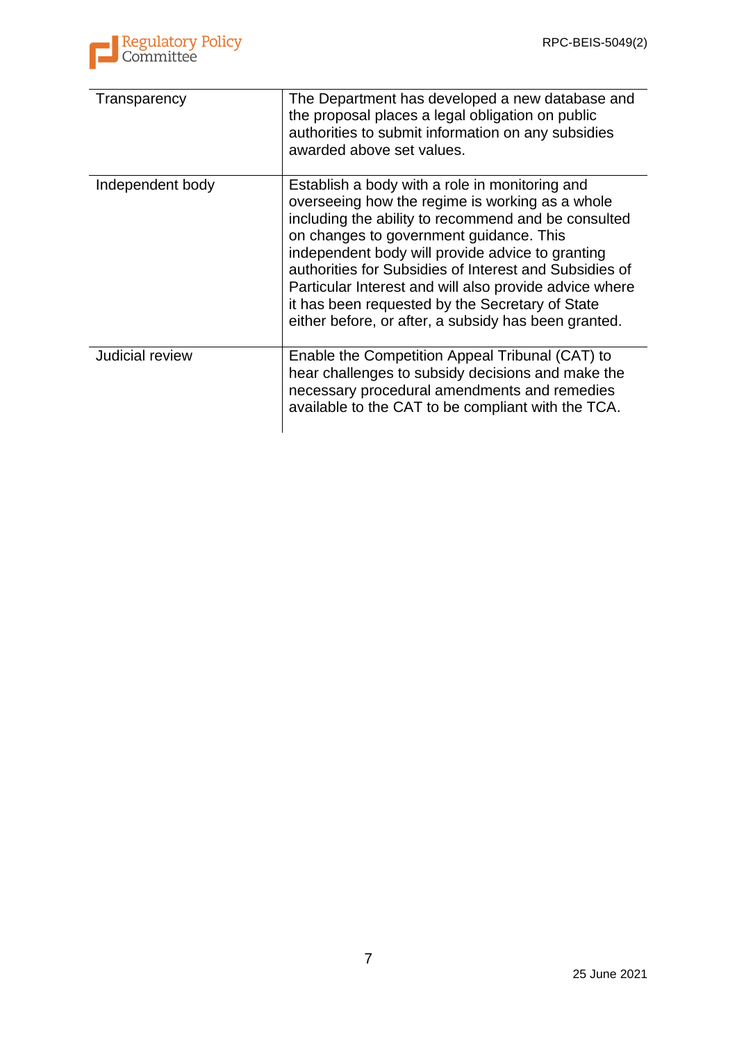| | |
|---|---|
| Transparency | The Department has developed a new database and the proposal places a legal obligation on public authorities to submit information on any subsidies awarded above set values. |
| Independent body | Establish a body with a role in monitoring and overseeing how the regime is working as a whole including the ability to recommend and be consulted on changes to government guidance. This independent body will provide advice to granting authorities for Subsidies of Interest and Subsidies of Particular Interest and will also provide advice where it has been requested by the Secretary of State either before, or after, a subsidy has been granted. |
| Judicial review | Enable the Competition Appeal Tribunal (CAT) to hear challenges to subsidy decisions and make the necessary procedural amendments and remedies available to the CAT to be compliant with the TCA. |